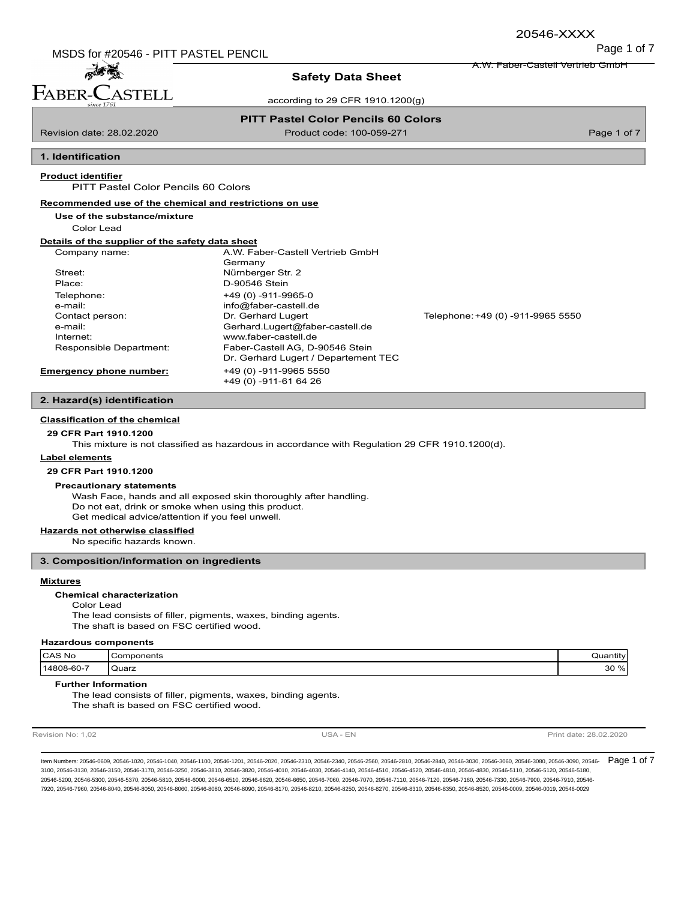# Safety Data Sheet

according to 29 CFR 1910.1200(g)

**PITT Pastel Color Pencils 60 Colors**

Revision date: 28.02.2020 — Product code: 100-059-271

## 1. Identification

**Product identifier**

PITT Pastel Color Pencils 60 Colors

**Recommended use of the chemical and restrictions on use**

**Use of the substance/mixture**

Color Lead

**Details of the supplier of the safety data sheet**

| | | |
|---|---|---|
| Company name: | A.W. Faber-Castell Vertrieb GmbH<br>Germany | |
| Street: | Nürnberger Str. 2 | |
| Place: | D-90546 Stein | |
| Telephone: | +49 (0) -911-9965-0 | |
| e-mail: | info@faber-castell.de | |
| Contact person: | Dr. Gerhard Lugert | Telephone: +49 (0) -911-9965 5550 |
| e-mail: | Gerhard.Lugert@faber-castell.de | |
| Internet: | www.faber-castell.de | |
| Responsible Department: | Faber-Castell AG, D-90546 Stein<br>Dr. Gerhard Lugert / Departement TEC | |

**Emergency phone number:** +49 (0) -911-9965 5550
+49 (0) -911-61 64 26

## 2. Hazard(s) identification

**Classification of the chemical**

**29 CFR Part 1910.1200**

This mixture is not classified as hazardous in accordance with Regulation 29 CFR 1910.1200(d).

**Label elements**

**29 CFR Part 1910.1200**

**Precautionary statements**

Wash Face, hands and all exposed skin thoroughly after handling.
Do not eat, drink or smoke when using this product.
Get medical advice/attention if you feel unwell.

**Hazards not otherwise classified**

No specific hazards known.

## 3. Composition/information on ingredients

**Mixtures**

**Chemical characterization**

Color Lead
The lead consists of filler, pigments, waxes, binding agents.
The shaft is based on FSC certified wood.

**Hazardous components**

| CAS No | Components | Quantity |
|---|---|---|
| 14808-60-7 | Quarz | 30 % |

**Further Information**

The lead consists of filler, pigments, waxes, binding agents.
The shaft is based on FSC certified wood.

Revision No: 1,02 — USA - EN — Print date: 28.02.2020

Item Numbers: 20546-0609, 20546-1020, 20546-1040, 20546-1100, 20546-1201, 20546-2020, 20546-2310, 20546-2340, 20546-2560, 20546-2810, 20546-2840, 20546-3030, 20546-3060, 20546-3080, 20546-3090, 20546-3100, 20546-3130, 20546-3150, 20546-3170, 20546-3250, 20546-3810, 20546-3820, 20546-4010, 20546-4030, 20546-4140, 20546-4510, 20546-4520, 20546-4810, 20546-4830, 20546-5110, 20546-5120, 20546-5180, 20546-5200, 20546-5300, 20546-5370, 20546-5810, 20546-6000, 20546-6510, 20546-6620, 20546-6650, 20546-7060, 20546-7070, 20546-7110, 20546-7120, 20546-7160, 20546-7330, 20546-7900, 20546-7910, 20546-7920, 20546-7960, 20546-8040, 20546-8050, 20546-8060, 20546-8080, 20546-8090, 20546-8170, 20546-8210, 20546-8250, 20546-8270, 20546-8310, 20546-8350, 20546-8520, 20546-0009, 20546-0019, 20546-0029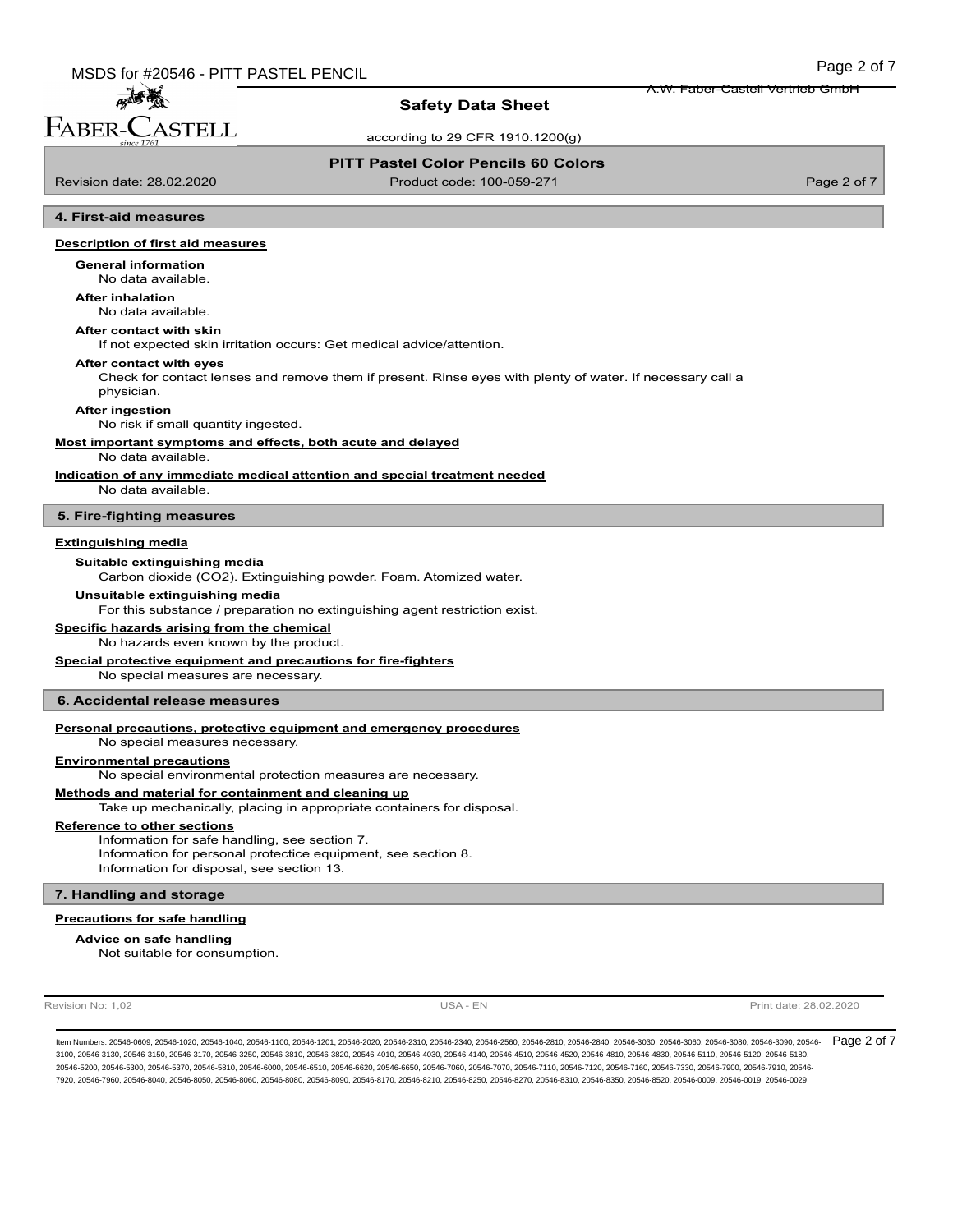## 4. First-aid measures

### Description of first aid measures

**General information**

No data available.

**After inhalation**

No data available.

**After contact with skin**

If not expected skin irritation occurs: Get medical advice/attention.

**After contact with eyes**

Check for contact lenses and remove them if present. Rinse eyes with plenty of water. If necessary call a physician.

**After ingestion**

No risk if small quantity ingested.

### Most important symptoms and effects, both acute and delayed

No data available.

### Indication of any immediate medical attention and special treatment needed

No data available.

## 5. Fire-fighting measures

### Extinguishing media

**Suitable extinguishing media**

Carbon dioxide ($CO_2$). Extinguishing powder. Foam. Atomized water.

**Unsuitable extinguishing media**

For this substance / preparation no extinguishing agent restriction exist.

### Specific hazards arising from the chemical

No hazards even known by the product.

### Special protective equipment and precautions for fire-fighters

No special measures are necessary.

## 6. Accidental release measures

### Personal precautions, protective equipment and emergency procedures

No special measures necessary.

### Environmental precautions

No special environmental protection measures are necessary.

### Methods and material for containment and cleaning up

Take up mechanically, placing in appropriate containers for disposal.

### Reference to other sections

Information for safe handling, see section 7.
Information for personal protectice equipment, see section 8.
Information for disposal, see section 13.

## 7. Handling and storage

### Precautions for safe handling

**Advice on safe handling**

Not suitable for consumption.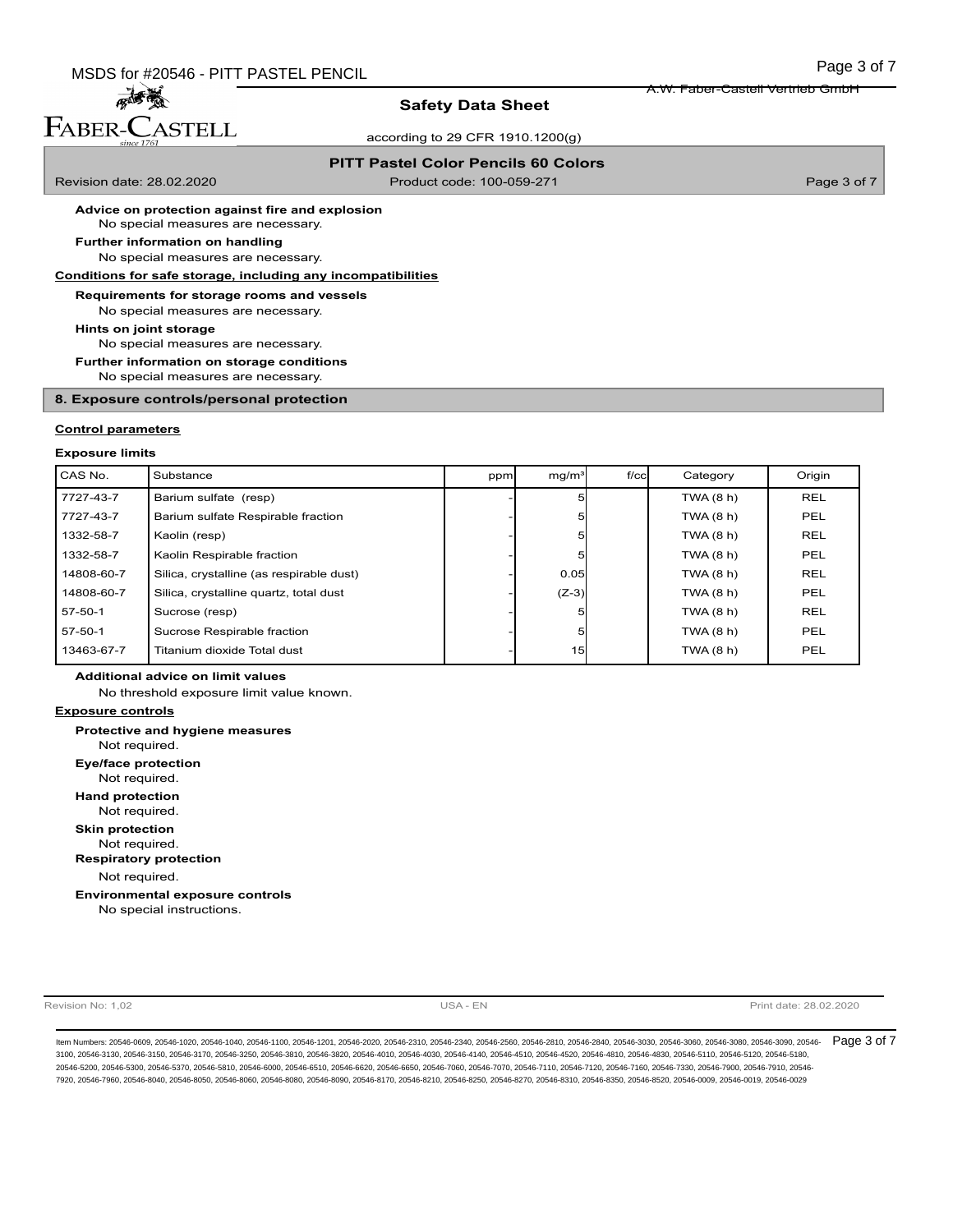**Advice on protection against fire and explosion**

No special measures are necessary.

**Further information on handling**

No special measures are necessary.

**Conditions for safe storage, including any incompatibilities**

**Requirements for storage rooms and vessels**

No special measures are necessary.

**Hints on joint storage**

No special measures are necessary.

**Further information on storage conditions**

No special measures are necessary.

## 8. Exposure controls/personal protection

**Control parameters**

**Exposure limits**

| CAS No. | Substance | ppm | mg/m³ | f/cc | Category | Origin |
|---|---|---|---|---|---|---|
| 7727-43-7 | Barium sulfate (resp) | - | 5 | | TWA (8 h) | REL |
| 7727-43-7 | Barium sulfate Respirable fraction | - | 5 | | TWA (8 h) | PEL |
| 1332-58-7 | Kaolin (resp) | - | 5 | | TWA (8 h) | REL |
| 1332-58-7 | Kaolin Respirable fraction | - | 5 | | TWA (8 h) | PEL |
| 14808-60-7 | Silica, crystalline (as respirable dust) | - | 0.05 | | TWA (8 h) | REL |
| 14808-60-7 | Silica, crystalline quartz, total dust | - | (Z-3) | | TWA (8 h) | PEL |
| 57-50-1 | Sucrose (resp) | - | 5 | | TWA (8 h) | REL |
| 57-50-1 | Sucrose Respirable fraction | - | 5 | | TWA (8 h) | PEL |
| 13463-67-7 | Titanium dioxide Total dust | - | 15 | | TWA (8 h) | PEL |

**Additional advice on limit values**

No threshold exposure limit value known.

**Exposure controls**

**Protective and hygiene measures**

Not required.

**Eye/face protection**

Not required.

**Hand protection**

Not required.

**Skin protection**

Not required.

**Respiratory protection**

Not required.

**Environmental exposure controls**

No special instructions.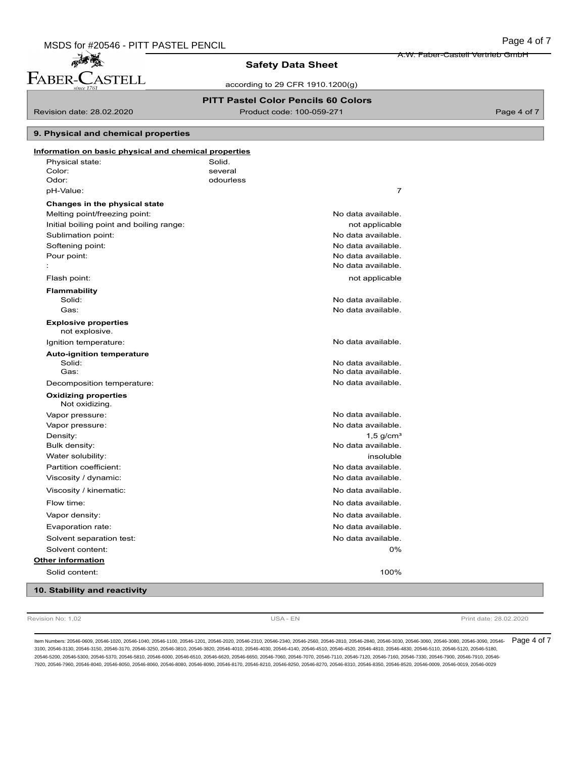## 9. Physical and chemical properties

**Information on basic physical and chemical properties**

| | |
|---|---|
| Physical state: | Solid. |
| Color: | several |
| Odor: | odourless |
| pH-Value: | 7 |

**Changes in the physical state**

| | |
|---|---|
| Melting point/freezing point: | No data available. |
| Initial boiling point and boiling range: | not applicable |
| Sublimation point: | No data available. |
| Softening point: | No data available. |
| Pour point: | No data available. |
| : | No data available. |
| Flash point: | not applicable |

**Flammability**

| | |
|---|---|
| Solid: | No data available. |
| Gas: | No data available. |

**Explosive properties**

not explosive.

| | |
|---|---|
| Ignition temperature: | No data available. |

**Auto-ignition temperature**

| | |
|---|---|
| Solid: | No data available. |
| Gas: | No data available. |
| Decomposition temperature: | No data available. |

**Oxidizing properties**

Not oxidizing.

| | |
|---|---|
| Vapor pressure: | No data available. |
| Vapor pressure: | No data available. |
| Density: | 1,5 g/cm³ |
| Bulk density: | No data available. |
| Water solubility: | insoluble |
| Partition coefficient: | No data available. |
| Viscosity / dynamic: | No data available. |
| Viscosity / kinematic: | No data available. |
| Flow time: | No data available. |
| Vapor density: | No data available. |
| Evaporation rate: | No data available. |
| Solvent separation test: | No data available. |
| Solvent content: | 0% |

**Other information**

| | |
|---|---|
| Solid content: | 100% |

## 10. Stability and reactivity

Item Numbers: 20546-0609, 20546-1020, 20546-1040, 20546-1100, 20546-1201, 20546-2020, 20546-2310, 20546-2340, 20546-2560, 20546-2810, 20546-2840, 20546-3030, 20546-3060, 20546-3080, 20546-3090, 20546-3100, 20546-3130, 20546-3150, 20546-3170, 20546-3250, 20546-3810, 20546-3820, 20546-4010, 20546-4030, 20546-4140, 20546-4510, 20546-4520, 20546-4810, 20546-4830, 20546-5110, 20546-5120, 20546-5180, 20546-5200, 20546-5300, 20546-5370, 20546-5810, 20546-6000, 20546-6510, 20546-6620, 20546-6650, 20546-7060, 20546-7070, 20546-7110, 20546-7120, 20546-7160, 20546-7330, 20546-7900, 20546-7910, 20546-7920, 20546-7960, 20546-8040, 20546-8050, 20546-8060, 20546-8080, 20546-8090, 20546-8170, 20546-8210, 20546-8250, 20546-8270, 20546-8310, 20546-8350, 20546-8520, 20546-0009, 20546-0019, 20546-0029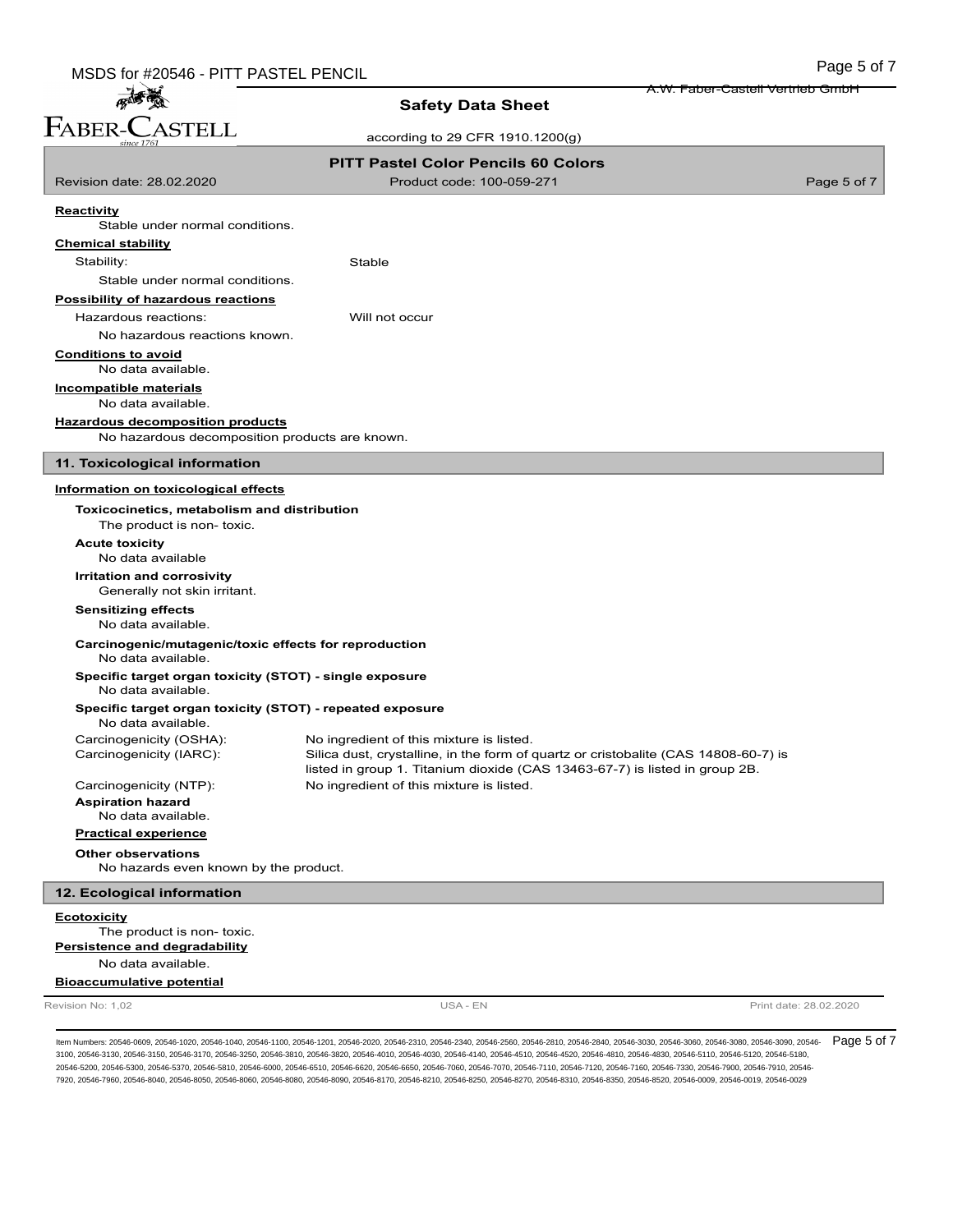**Reactivity**

Stable under normal conditions.

**Chemical stability**

Stability: Stable

Stable under normal conditions.

**Possibility of hazardous reactions**

Hazardous reactions: Will not occur

No hazardous reactions known.

**Conditions to avoid**

No data available.

**Incompatible materials**

No data available.

**Hazardous decomposition products**

No hazardous decomposition products are known.

## 11. Toxicological information

**Information on toxicological effects**

**Toxicocinetics, metabolism and distribution**

The product is non- toxic.

**Acute toxicity**

No data available

**Irritation and corrosivity**

Generally not skin irritant.

**Sensitizing effects**

No data available.

**Carcinogenic/mutagenic/toxic effects for reproduction**

No data available.

**Specific target organ toxicity (STOT) - single exposure**

No data available.

**Specific target organ toxicity (STOT) - repeated exposure**

No data available.

Carcinogenicity (OSHA): No ingredient of this mixture is listed.

Carcinogenicity (IARC): Silica dust, crystalline, in the form of quartz or cristobalite (CAS 14808-60-7) is listed in group 1. Titanium dioxide (CAS 13463-67-7) is listed in group 2B.

Carcinogenicity (NTP): No ingredient of this mixture is listed.

**Aspiration hazard**

No data available.

**Practical experience**

**Other observations**

No hazards even known by the product.

## 12. Ecological information

**Ecotoxicity**

The product is non- toxic.

**Persistence and degradability**

No data available.

**Bioaccumulative potential**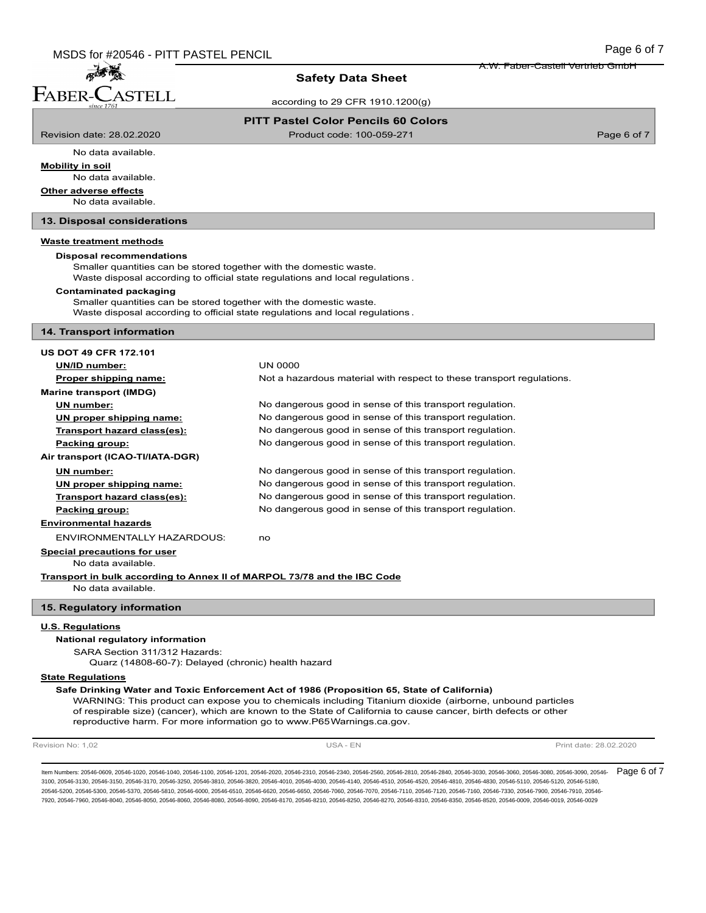No data available.

**Mobility in soil**

No data available.

**Other adverse effects**

No data available.

## 13. Disposal considerations

**Waste treatment methods**

**Disposal recommendations**

Smaller quantities can be stored together with the domestic waste.
Waste disposal according to official state regulations and local regulations.

**Contaminated packaging**

Smaller quantities can be stored together with the domestic waste.
Waste disposal according to official state regulations and local regulations.

## 14. Transport information

**US DOT 49 CFR 172.101**

| | |
|---|---|
| **UN/ID number:** | UN 0000 |
| **Proper shipping name:** | Not a hazardous material with respect to these transport regulations. |

**Marine transport (IMDG)**

| | |
|---|---|
| **UN number:** | No dangerous good in sense of this transport regulation. |
| **UN proper shipping name:** | No dangerous good in sense of this transport regulation. |
| **Transport hazard class(es):** | No dangerous good in sense of this transport regulation. |
| **Packing group:** | No dangerous good in sense of this transport regulation. |

**Air transport (ICAO-TI/IATA-DGR)**

| | |
|---|---|
| **UN number:** | No dangerous good in sense of this transport regulation. |
| **UN proper shipping name:** | No dangerous good in sense of this transport regulation. |
| **Transport hazard class(es):** | No dangerous good in sense of this transport regulation. |
| **Packing group:** | No dangerous good in sense of this transport regulation. |

**Environmental hazards**

ENVIRONMENTALLY HAZARDOUS: no

**Special precautions for user**

No data available.

**Transport in bulk according to Annex II of MARPOL 73/78 and the IBC Code**

No data available.

## 15. Regulatory information

**U.S. Regulations**

**National regulatory information**

SARA Section 311/312 Hazards:
Quarz (14808-60-7): Delayed (chronic) health hazard

**State Regulations**

**Safe Drinking Water and Toxic Enforcement Act of 1986 (Proposition 65, State of California)**

WARNING: This product can expose you to chemicals including Titanium dioxide (airborne, unbound particles of respirable size) (cancer), which are known to the State of California to cause cancer, birth defects or other reproductive harm. For more information go to www.P65Warnings.ca.gov.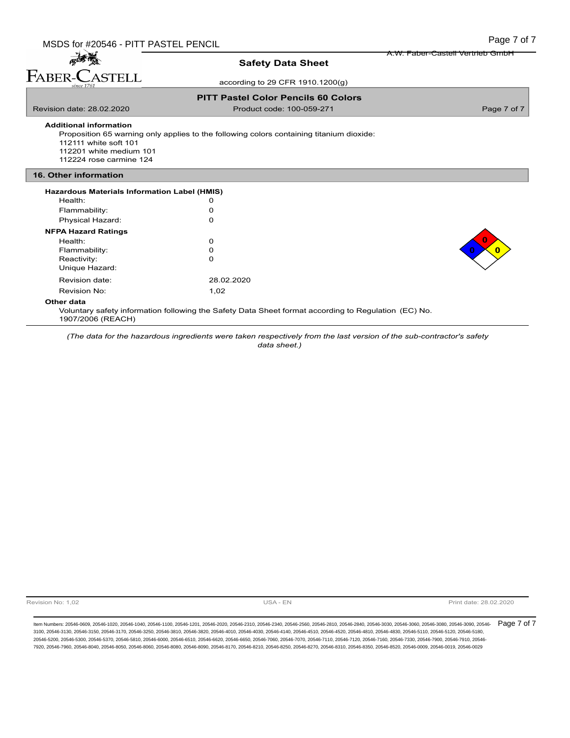**Additional information**

Proposition 65 warning only applies to the following colors containing titanium dioxide:
112111 white soft 101
112201 white medium 101
112224 rose carmine 124

## 16. Other information

**Hazardous Materials Information Label (HMIS)**

| | |
|---|---|
| Health: | 0 |
| Flammability: | 0 |
| Physical Hazard: | 0 |

**NFPA Hazard Ratings**

| | |
|---|---|
| Health: | 0 |
| Flammability: | 0 |
| Reactivity: | 0 |
| Unique Hazard: | |
| Revision date: | 28.02.2020 |
| Revision No: | 1,02 |

**Other data**

Voluntary safety information following the Safety Data Sheet format according to Regulation (EC) No. 1907/2006 (REACH)

*(The data for the hazardous ingredients were taken respectively from the last version of the sub-contractor's safety data sheet.)*

Item Numbers: 20546-0609, 20546-1020, 20546-1040, 20546-1100, 20546-1201, 20546-2020, 20546-2310, 20546-2340, 20546-2560, 20546-2810, 20546-2840, 20546-3030, 20546-3060, 20546-3080, 20546-3090, 20546-3100, 20546-3130, 20546-3150, 20546-3170, 20546-3250, 20546-3810, 20546-3820, 20546-4010, 20546-4030, 20546-4140, 20546-4510, 20546-4520, 20546-4810, 20546-4830, 20546-5110, 20546-5120, 20546-5180, 20546-5200, 20546-5300, 20546-5370, 20546-5810, 20546-6000, 20546-6510, 20546-6620, 20546-6650, 20546-7060, 20546-7070, 20546-7110, 20546-7120, 20546-7160, 20546-7330, 20546-7900, 20546-7910, 20546-7920, 20546-7960, 20546-8040, 20546-8050, 20546-8060, 20546-8080, 20546-8090, 20546-8170, 20546-8210, 20546-8250, 20546-8270, 20546-8310, 20546-8350, 20546-8520, 20546-0009, 20546-0019, 20546-0029